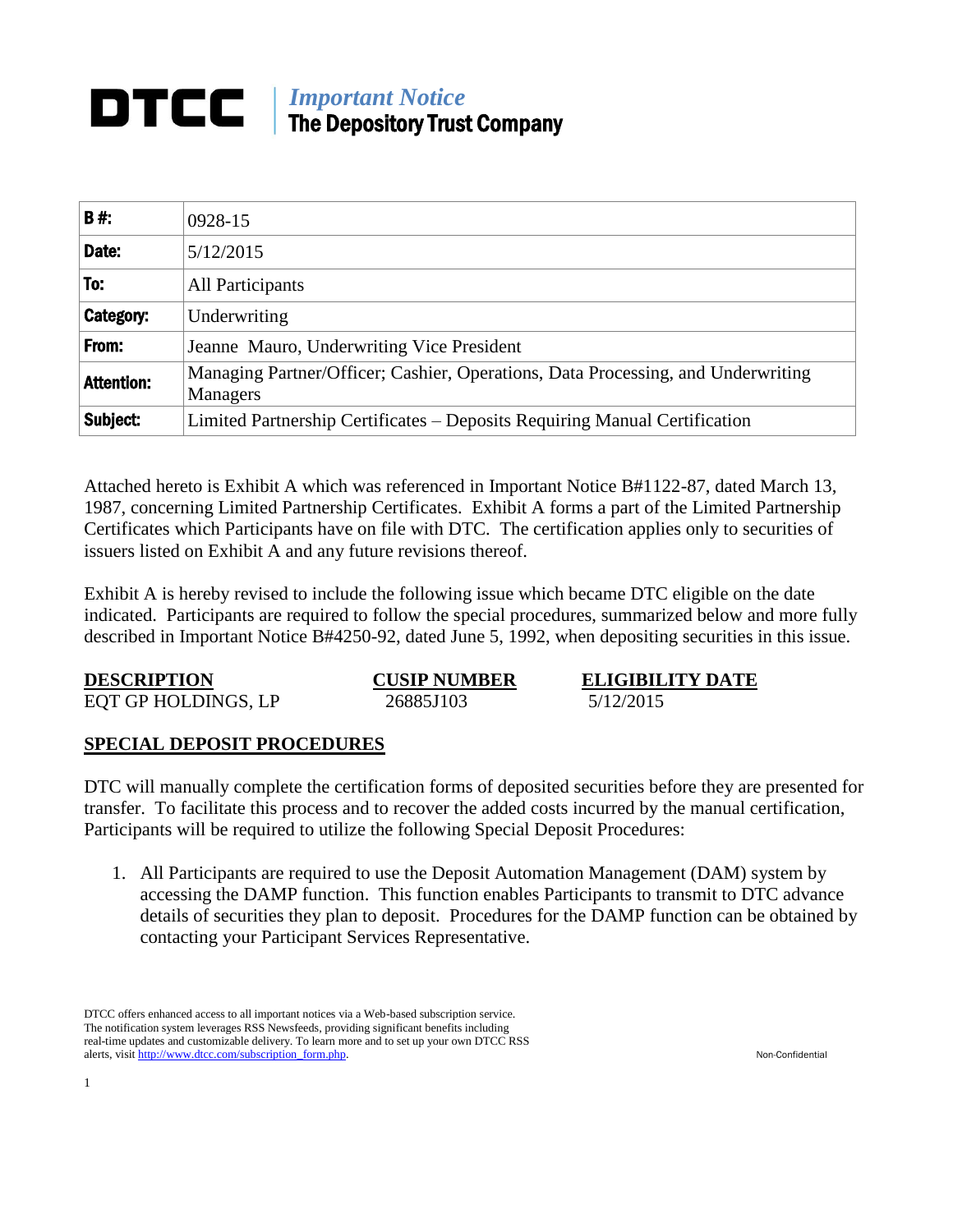# DTCC

*Important Notice*
**The Depository Trust Company**

| | |
|---|---|
| **B #:** | 0928-15 |
| **Date:** | 5/12/2015 |
| **To:** | All Participants |
| **Category:** | Underwriting |
| **From:** | Jeanne Mauro, Underwriting Vice President |
| **Attention:** | Managing Partner/Officer; Cashier, Operations, Data Processing, and Underwriting Managers |
| **Subject:** | Limited Partnership Certificates – Deposits Requiring Manual Certification |

Attached hereto is Exhibit A which was referenced in Important Notice B#1122-87, dated March 13, 1987, concerning Limited Partnership Certificates. Exhibit A forms a part of the Limited Partnership Certificates which Participants have on file with DTC. The certification applies only to securities of issuers listed on Exhibit A and any future revisions thereof.

Exhibit A is hereby revised to include the following issue which became DTC eligible on the date indicated. Participants are required to follow the special procedures, summarized below and more fully described in Important Notice B#4250-92, dated June 5, 1992, when depositing securities in this issue.

| DESCRIPTION | CUSIP NUMBER | ELIGIBILITY DATE |
|---|---|---|
| EQT GP HOLDINGS, LP | 26885J103 | 5/12/2015 |

## SPECIAL DEPOSIT PROCEDURES

DTC will manually complete the certification forms of deposited securities before they are presented for transfer. To facilitate this process and to recover the added costs incurred by the manual certification, Participants will be required to utilize the following Special Deposit Procedures:

1. All Participants are required to use the Deposit Automation Management (DAM) system by accessing the DAMP function. This function enables Participants to transmit to DTC advance details of securities they plan to deposit. Procedures for the DAMP function can be obtained by contacting your Participant Services Representative.

DTCC offers enhanced access to all important notices via a Web-based subscription service. The notification system leverages RSS Newsfeeds, providing significant benefits including real-time updates and customizable delivery. To learn more and to set up your own DTCC RSS alerts, visit http://www.dtcc.com/subscription_form.php.

Non-Confidential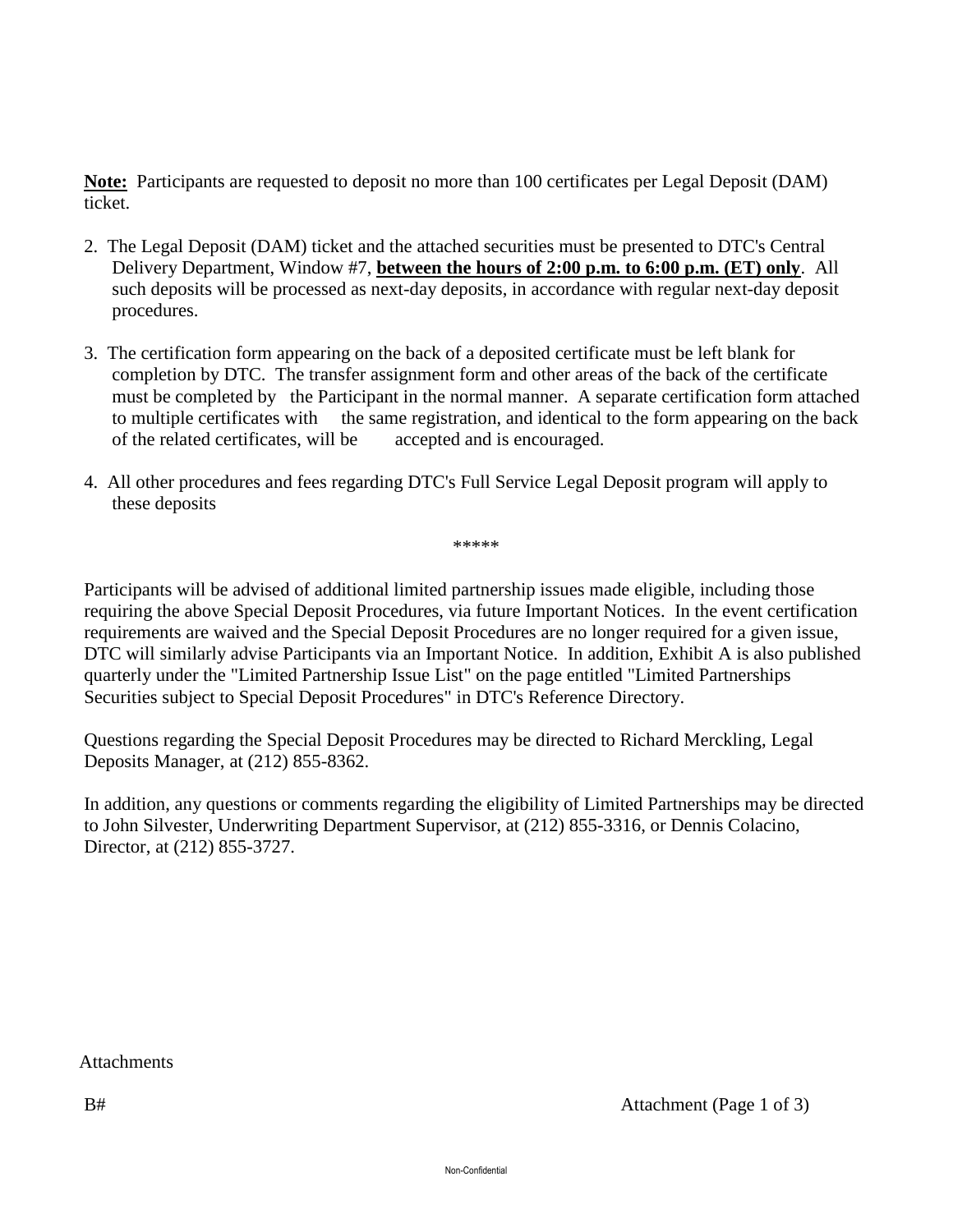**Note:** Participants are requested to deposit no more than 100 certificates per Legal Deposit (DAM) ticket.

2. The Legal Deposit (DAM) ticket and the attached securities must be presented to DTC's Central Delivery Department, Window #7, **between the hours of 2:00 p.m. to 6:00 p.m. (ET) only**. All such deposits will be processed as next-day deposits, in accordance with regular next-day deposit procedures.

3. The certification form appearing on the back of a deposited certificate must be left blank for completion by DTC. The transfer assignment form and other areas of the back of the certificate must be completed by the Participant in the normal manner. A separate certification form attached to multiple certificates with the same registration, and identical to the form appearing on the back of the related certificates, will be accepted and is encouraged.

4. All other procedures and fees regarding DTC's Full Service Legal Deposit program will apply to these deposits

*****

Participants will be advised of additional limited partnership issues made eligible, including those requiring the above Special Deposit Procedures, via future Important Notices. In the event certification requirements are waived and the Special Deposit Procedures are no longer required for a given issue, DTC will similarly advise Participants via an Important Notice. In addition, Exhibit A is also published quarterly under the "Limited Partnership Issue List" on the page entitled "Limited Partnerships Securities subject to Special Deposit Procedures" in DTC's Reference Directory.

Questions regarding the Special Deposit Procedures may be directed to Richard Merckling, Legal Deposits Manager, at (212) 855-8362.

In addition, any questions or comments regarding the eligibility of Limited Partnerships may be directed to John Silvester, Underwriting Department Supervisor, at (212) 855-3316, or Dennis Colacino, Director, at (212) 855-3727.

Attachments

B# Attachment (Page 1 of 3)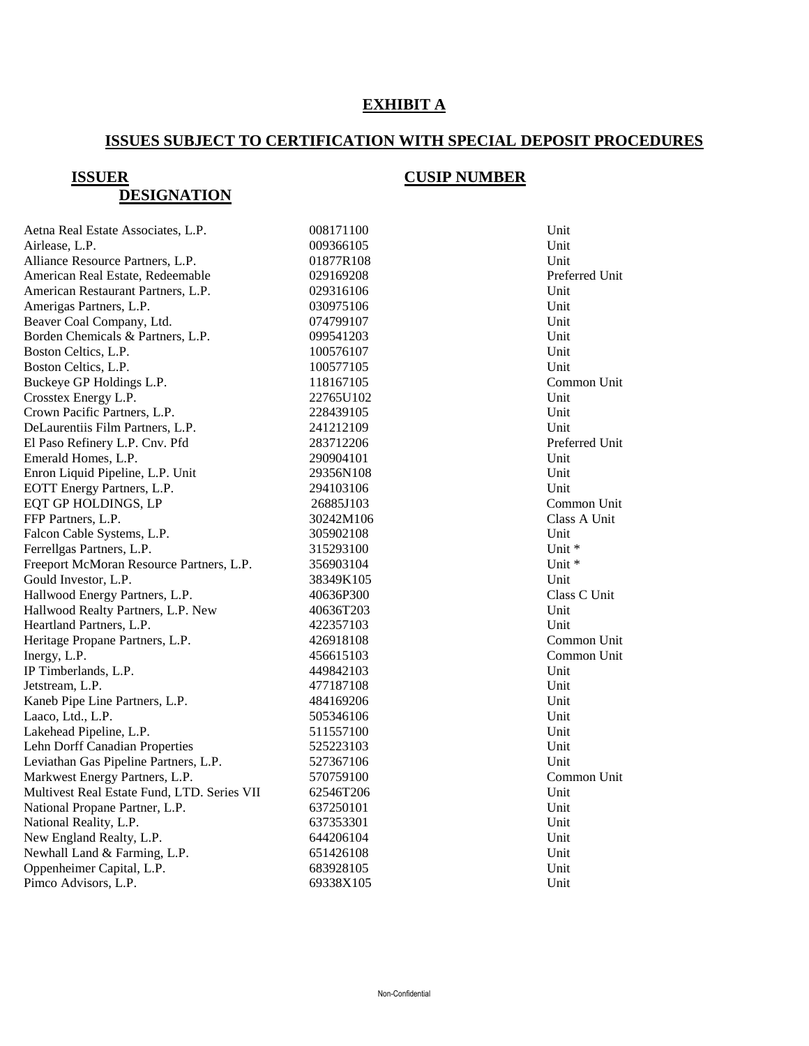## EXHIBIT A

## ISSUES SUBJECT TO CERTIFICATION WITH SPECIAL DEPOSIT PROCEDURES

| ISSUER | CUSIP NUMBER | DESIGNATION |
|---|---|---|
| Aetna Real Estate Associates, L.P. | 008171100 | Unit |
| Airlease, L.P. | 009366105 | Unit |
| Alliance Resource Partners, L.P. | 01877R108 | Unit |
| American Real Estate, Redeemable | 029169208 | Preferred Unit |
| American Restaurant Partners, L.P. | 029316106 | Unit |
| Amerigas Partners, L.P. | 030975106 | Unit |
| Beaver Coal Company, Ltd. | 074799107 | Unit |
| Borden Chemicals & Partners, L.P. | 099541203 | Unit |
| Boston Celtics, L.P. | 100576107 | Unit |
| Boston Celtics, L.P. | 100577105 | Unit |
| Buckeye GP Holdings L.P. | 118167105 | Common Unit |
| Crosstex Energy L.P. | 22765U102 | Unit |
| Crown Pacific Partners, L.P. | 228439105 | Unit |
| DeLaurentiis Film Partners, L.P. | 241212109 | Unit |
| El Paso Refinery L.P. Cnv. Pfd | 283712206 | Preferred Unit |
| Emerald Homes, L.P. | 290904101 | Unit |
| Enron Liquid Pipeline, L.P. Unit | 29356N108 | Unit |
| EOTT Energy Partners, L.P. | 294103106 | Unit |
| EQT GP HOLDINGS, LP | 26885J103 | Common Unit |
| FFP Partners, L.P. | 30242M106 | Class A Unit |
| Falcon Cable Systems, L.P. | 305902108 | Unit |
| Ferrellgas Partners, L.P. | 315293100 | Unit * |
| Freeport McMoran Resource Partners, L.P. | 356903104 | Unit * |
| Gould Investor, L.P. | 38349K105 | Unit |
| Hallwood Energy Partners, L.P. | 40636P300 | Class C Unit |
| Hallwood Realty Partners, L.P. New | 40636T203 | Unit |
| Heartland Partners, L.P. | 422357103 | Unit |
| Heritage Propane Partners, L.P. | 426918108 | Common Unit |
| Inergy, L.P. | 456615103 | Common Unit |
| IP Timberlands, L.P. | 449842103 | Unit |
| Jetstream, L.P. | 477187108 | Unit |
| Kaneb Pipe Line Partners, L.P. | 484169206 | Unit |
| Laaco, Ltd., L.P. | 505346106 | Unit |
| Lakehead Pipeline, L.P. | 511557100 | Unit |
| Lehn Dorff Canadian Properties | 525223103 | Unit |
| Leviathan Gas Pipeline Partners, L.P. | 527367106 | Unit |
| Markwest Energy Partners, L.P. | 570759100 | Common Unit |
| Multivest Real Estate Fund, LTD. Series VII | 62546T206 | Unit |
| National Propane Partner, L.P. | 637250101 | Unit |
| National Reality, L.P. | 637353301 | Unit |
| New England Realty, L.P. | 644206104 | Unit |
| Newhall Land & Farming, L.P. | 651426108 | Unit |
| Oppenheimer Capital, L.P. | 683928105 | Unit |
| Pimco Advisors, L.P. | 69338X105 | Unit |